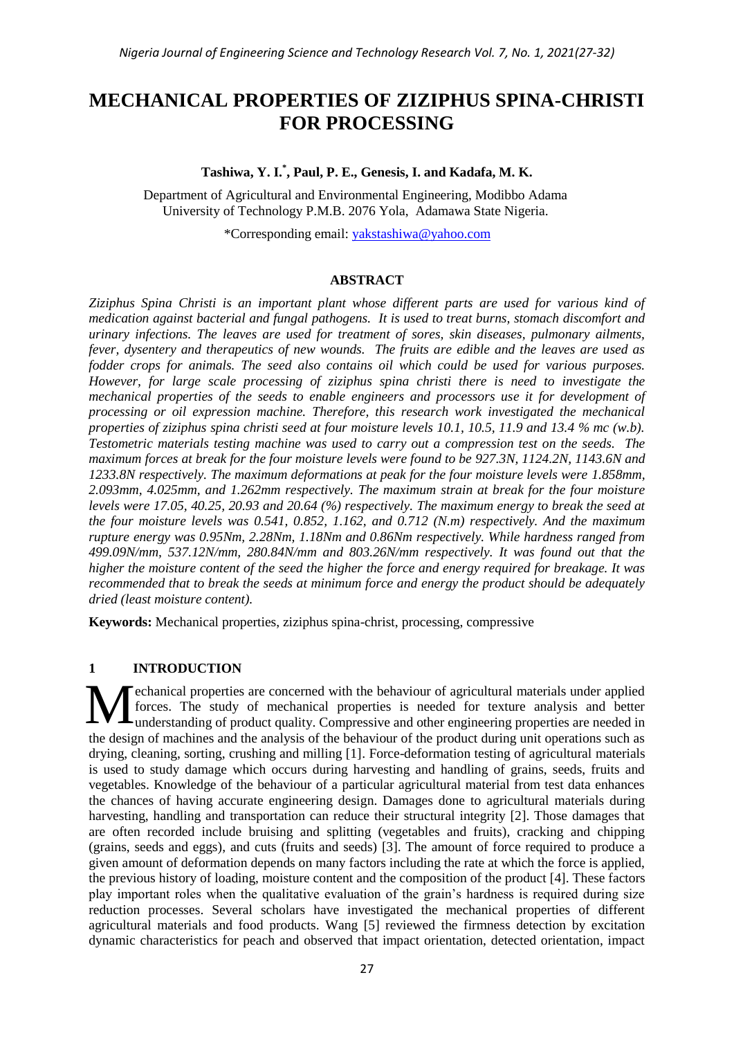# MECHANICAL PROPERTIES OF ZIZIPHUS SPINA-CHRISTI FOR PROCESSING

**Tashiwa, Y. I.[*], Paul, P. E., Genesis, I. and Kadafa, M. K.**

Department of Agricultural and Environmental Engineering, Modibbo Adama University of Technology P.M.B. 2076 Yola, Adamawa State Nigeria.

*Corresponding email: yakstashiwa@yahoo.com

## ABSTRACT

*Ziziphus Spina Christi is an important plant whose different parts are used for various kind of medication against bacterial and fungal pathogens. It is used to treat burns, stomach discomfort and urinary infections. The leaves are used for treatment of sores, skin diseases, pulmonary ailments, fever, dysentery and therapeutics of new wounds. The fruits are edible and the leaves are used as fodder crops for animals. The seed also contains oil which could be used for various purposes. However, for large scale processing of ziziphus spina christi there is need to investigate the mechanical properties of the seeds to enable engineers and processors use it for development of processing or oil expression machine. Therefore, this research work investigated the mechanical properties of ziziphus spina christi seed at four moisture levels 10.1, 10.5, 11.9 and 13.4 % mc (w.b). Testometric materials testing machine was used to carry out a compression test on the seeds. The maximum forces at break for the four moisture levels were found to be 927.3N, 1124.2N, 1143.6N and 1233.8N respectively. The maximum deformations at peak for the four moisture levels were 1.858mm, 2.093mm, 4.025mm, and 1.262mm respectively. The maximum strain at break for the four moisture levels were 17.05, 40.25, 20.93 and 20.64 (%) respectively. The maximum energy to break the seed at the four moisture levels was 0.541, 0.852, 1.162, and 0.712 (N.m) respectively. And the maximum rupture energy was 0.95Nm, 2.28Nm, 1.18Nm and 0.86Nm respectively. While hardness ranged from 499.09N/mm, 537.12N/mm, 280.84N/mm and 803.26N/mm respectively. It was found out that the higher the moisture content of the seed the higher the force and energy required for breakage. It was recommended that to break the seeds at minimum force and energy the product should be adequately dried (least moisture content).*

**Keywords:** Mechanical properties, ziziphus spina-christ, processing, compressive

## 1 INTRODUCTION

Mechanical properties are concerned with the behaviour of agricultural materials under applied forces. The study of mechanical properties is needed for texture analysis and better understanding of product quality. Compressive and other engineering properties are needed in the design of machines and the analysis of the behaviour of the product during unit operations such as drying, cleaning, sorting, crushing and milling [1]. Force-deformation testing of agricultural materials is used to study damage which occurs during harvesting and handling of grains, seeds, fruits and vegetables. Knowledge of the behaviour of a particular agricultural material from test data enhances the chances of having accurate engineering design. Damages done to agricultural materials during harvesting, handling and transportation can reduce their structural integrity [2]. Those damages that are often recorded include bruising and splitting (vegetables and fruits), cracking and chipping (grains, seeds and eggs), and cuts (fruits and seeds) [3]. The amount of force required to produce a given amount of deformation depends on many factors including the rate at which the force is applied, the previous history of loading, moisture content and the composition of the product [4]. These factors play important roles when the qualitative evaluation of the grain's hardness is required during size reduction processes. Several scholars have investigated the mechanical properties of different agricultural materials and food products. Wang [5] reviewed the firmness detection by excitation dynamic characteristics for peach and observed that impact orientation, detected orientation, impact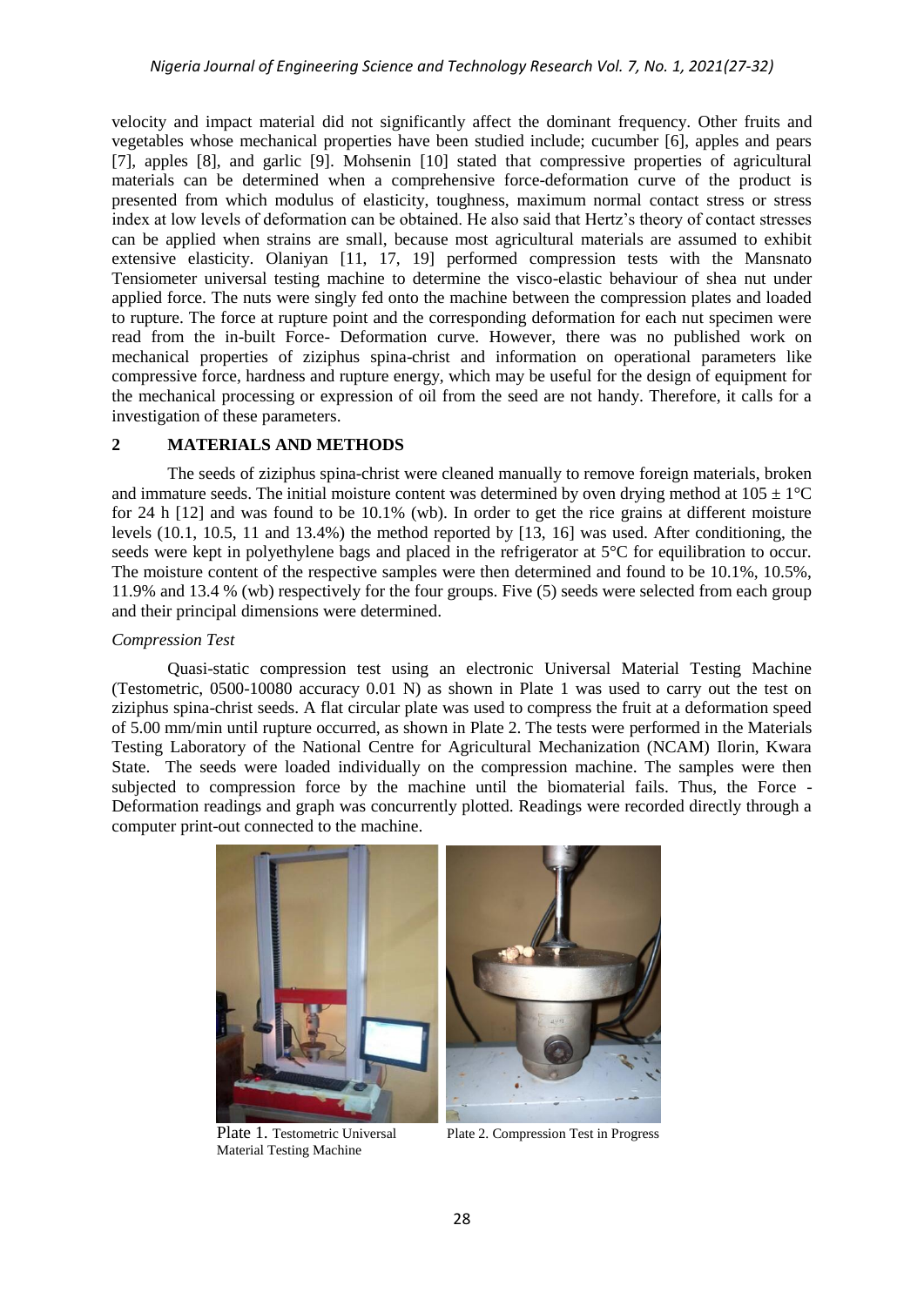velocity and impact material did not significantly affect the dominant frequency. Other fruits and vegetables whose mechanical properties have been studied include; cucumber [6], apples and pears [7], apples [8], and garlic [9]. Mohsenin [10] stated that compressive properties of agricultural materials can be determined when a comprehensive force-deformation curve of the product is presented from which modulus of elasticity, toughness, maximum normal contact stress or stress index at low levels of deformation can be obtained. He also said that Hertz's theory of contact stresses can be applied when strains are small, because most agricultural materials are assumed to exhibit extensive elasticity. Olaniyan [11, 17, 19] performed compression tests with the Mansnato Tensiometer universal testing machine to determine the visco-elastic behaviour of shea nut under applied force. The nuts were singly fed onto the machine between the compression plates and loaded to rupture. The force at rupture point and the corresponding deformation for each nut specimen were read from the in-built Force- Deformation curve. However, there was no published work on mechanical properties of ziziphus spina-christ and information on operational parameters like compressive force, hardness and rupture energy, which may be useful for the design of equipment for the mechanical processing or expression of oil from the seed are not handy. Therefore, it calls for a investigation of these parameters.

## 2 MATERIALS AND METHODS

The seeds of ziziphus spina-christ were cleaned manually to remove foreign materials, broken and immature seeds. The initial moisture content was determined by oven drying method at $105 \pm 1°C$ for 24 h [12] and was found to be 10.1% (wb). In order to get the rice grains at different moisture levels (10.1, 10.5, 11 and 13.4%) the method reported by [13, 16] was used. After conditioning, the seeds were kept in polyethylene bags and placed in the refrigerator at 5°C for equilibration to occur. The moisture content of the respective samples were then determined and found to be 10.1%, 10.5%, 11.9% and 13.4 % (wb) respectively for the four groups. Five (5) seeds were selected from each group and their principal dimensions were determined.

### *Compression Test*

Quasi-static compression test using an electronic Universal Material Testing Machine (Testometric, 0500-10080 accuracy 0.01 N) as shown in Plate 1 was used to carry out the test on ziziphus spina-christ seeds. A flat circular plate was used to compress the fruit at a deformation speed of 5.00 mm/min until rupture occurred, as shown in Plate 2. The tests were performed in the Materials Testing Laboratory of the National Centre for Agricultural Mechanization (NCAM) Ilorin, Kwara State. The seeds were loaded individually on the compression machine. The samples were then subjected to compression force by the machine until the biomaterial fails. Thus, the Force - Deformation readings and graph was concurrently plotted. Readings were recorded directly through a computer print-out connected to the machine.

Plate 1. Testometric Universal Material Testing Machine

Plate 2. Compression Test in Progress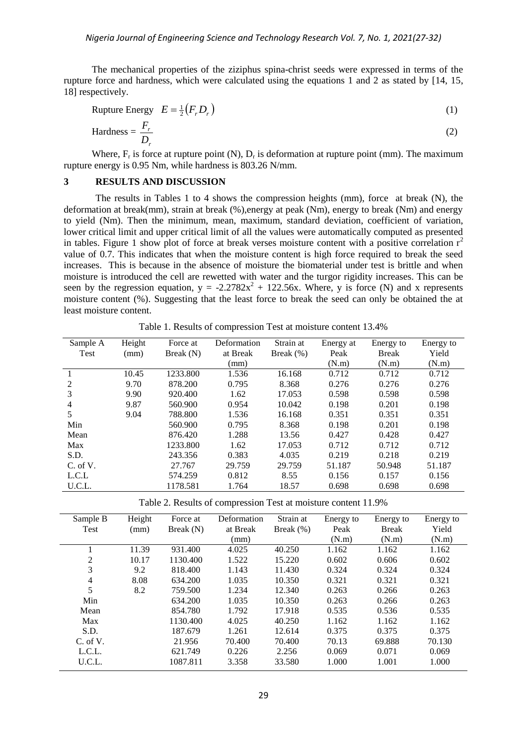The mechanical properties of the ziziphus spina-christ seeds were expressed in terms of the rupture force and hardness, which were calculated using the equations 1 and 2 as stated by [14, 15, 18] respectively.

$$\text{Rupture Energy} \quad E = \tfrac{1}{2}\left(F_r D_r\right) \tag{1}$$

$$\text{Hardness} = \frac{F_r}{D_r} \tag{2}$$

Where, $F_r$ is force at rupture point (N), $D_r$ is deformation at rupture point (mm). The maximum rupture energy is 0.95 Nm, while hardness is 803.26 N/mm.

## 3 RESULTS AND DISCUSSION

The results in Tables 1 to 4 shows the compression heights (mm), force at break (N), the deformation at break(mm), strain at break (%),energy at peak (Nm), energy to break (Nm) and energy to yield (Nm). Then the minimum, mean, maximum, standard deviation, coefficient of variation, lower critical limit and upper critical limit of all the values were automatically computed as presented in tables. Figure 1 show plot of force at break verses moisture content with a positive correlation $r^2$ value of 0.7. This indicates that when the moisture content is high force required to break the seed increases. This is because in the absence of moisture the biomaterial under test is brittle and when moisture is introduced the cell are rewetted with water and the turgor rigidity increases. This can be seen by the regression equation, $y = -2.2782x^2 + 122.56x$. Where, y is force (N) and x represents moisture content (%). Suggesting that the least force to break the seed can only be obtained the at least moisture content.

Table 1. Results of compression Test at moisture content 13.4%

| Sample A Test | Height (mm) | Force at Break (N) | Deformation at Break (mm) | Strain at Break (%) | Energy at Peak (N.m) | Energy to Break (N.m) | Energy to Yield (N.m) |
|---|---|---|---|---|---|---|---|
| 1 | 10.45 | 1233.800 | 1.536 | 16.168 | 0.712 | 0.712 | 0.712 |
| 2 | 9.70 | 878.200 | 0.795 | 8.368 | 0.276 | 0.276 | 0.276 |
| 3 | 9.90 | 920.400 | 1.62 | 17.053 | 0.598 | 0.598 | 0.598 |
| 4 | 9.87 | 560.900 | 0.954 | 10.042 | 0.198 | 0.201 | 0.198 |
| 5 | 9.04 | 788.800 | 1.536 | 16.168 | 0.351 | 0.351 | 0.351 |
| Min | | 560.900 | 0.795 | 8.368 | 0.198 | 0.201 | 0.198 |
| Mean | | 876.420 | 1.288 | 13.56 | 0.427 | 0.428 | 0.427 |
| Max | | 1233.800 | 1.62 | 17.053 | 0.712 | 0.712 | 0.712 |
| S.D. | | 243.356 | 0.383 | 4.035 | 0.219 | 0.218 | 0.219 |
| C. of V. | | 27.767 | 29.759 | 29.759 | 51.187 | 50.948 | 51.187 |
| L.C.L | | 574.259 | 0.812 | 8.55 | 0.156 | 0.157 | 0.156 |
| U.C.L. | | 1178.581 | 1.764 | 18.57 | 0.698 | 0.698 | 0.698 |

Table 2. Results of compression Test at moisture content 11.9%

| Sample B Test | Height (mm) | Force at Break (N) | Deformation at Break (mm) | Strain at Break (%) | Energy to Peak (N.m) | Energy to Break (N.m) | Energy to Yield (N.m) |
|---|---|---|---|---|---|---|---|
| 1 | 11.39 | 931.400 | 4.025 | 40.250 | 1.162 | 1.162 | 1.162 |
| 2 | 10.17 | 1130.400 | 1.522 | 15.220 | 0.602 | 0.606 | 0.602 |
| 3 | 9.2 | 818.400 | 1.143 | 11.430 | 0.324 | 0.324 | 0.324 |
| 4 | 8.08 | 634.200 | 1.035 | 10.350 | 0.321 | 0.321 | 0.321 |
| 5 | 8.2 | 759.500 | 1.234 | 12.340 | 0.263 | 0.266 | 0.263 |
| Min | | 634.200 | 1.035 | 10.350 | 0.263 | 0.266 | 0.263 |
| Mean | | 854.780 | 1.792 | 17.918 | 0.535 | 0.536 | 0.535 |
| Max | | 1130.400 | 4.025 | 40.250 | 1.162 | 1.162 | 1.162 |
| S.D. | | 187.679 | 1.261 | 12.614 | 0.375 | 0.375 | 0.375 |
| C. of V. | | 21.956 | 70.400 | 70.400 | 70.13 | 69.888 | 70.130 |
| L.C.L. | | 621.749 | 0.226 | 2.256 | 0.069 | 0.071 | 0.069 |
| U.C.L. | | 1087.811 | 3.358 | 33.580 | 1.000 | 1.001 | 1.000 |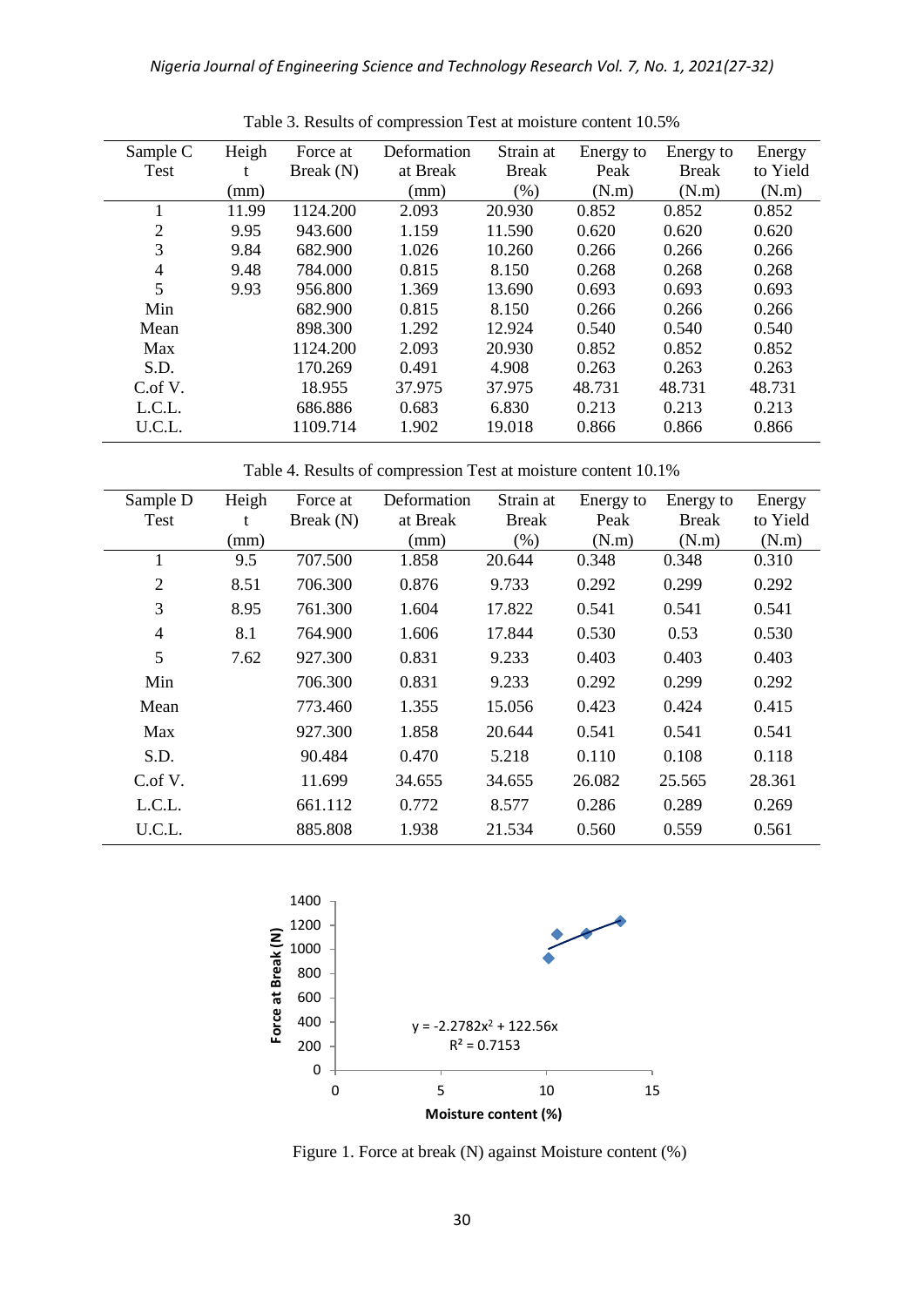Table 3. Results of compression Test at moisture content 10.5%

| Sample C Test | Height (mm) | Force at Break (N) | Deformation at Break (mm) | Strain at Break (%) | Energy to Peak (N.m) | Energy to Break (N.m) | Energy to Yield (N.m) |
|---|---|---|---|---|---|---|---|
| 1 | 11.99 | 1124.200 | 2.093 | 20.930 | 0.852 | 0.852 | 0.852 |
| 2 | 9.95 | 943.600 | 1.159 | 11.590 | 0.620 | 0.620 | 0.620 |
| 3 | 9.84 | 682.900 | 1.026 | 10.260 | 0.266 | 0.266 | 0.266 |
| 4 | 9.48 | 784.000 | 0.815 | 8.150 | 0.268 | 0.268 | 0.268 |
| 5 | 9.93 | 956.800 | 1.369 | 13.690 | 0.693 | 0.693 | 0.693 |
| Min | | 682.900 | 0.815 | 8.150 | 0.266 | 0.266 | 0.266 |
| Mean | | 898.300 | 1.292 | 12.924 | 0.540 | 0.540 | 0.540 |
| Max | | 1124.200 | 2.093 | 20.930 | 0.852 | 0.852 | 0.852 |
| S.D. | | 170.269 | 0.491 | 4.908 | 0.263 | 0.263 | 0.263 |
| C.of V. | | 18.955 | 37.975 | 37.975 | 48.731 | 48.731 | 48.731 |
| L.C.L. | | 686.886 | 0.683 | 6.830 | 0.213 | 0.213 | 0.213 |
| U.C.L. | | 1109.714 | 1.902 | 19.018 | 0.866 | 0.866 | 0.866 |

Table 4. Results of compression Test at moisture content 10.1%

| Sample D Test | Height (mm) | Force at Break (N) | Deformation at Break (mm) | Strain at Break (%) | Energy to Peak (N.m) | Energy to Break (N.m) | Energy to Yield (N.m) |
|---|---|---|---|---|---|---|---|
| 1 | 9.5 | 707.500 | 1.858 | 20.644 | 0.348 | 0.348 | 0.310 |
| 2 | 8.51 | 706.300 | 0.876 | 9.733 | 0.292 | 0.299 | 0.292 |
| 3 | 8.95 | 761.300 | 1.604 | 17.822 | 0.541 | 0.541 | 0.541 |
| 4 | 8.1 | 764.900 | 1.606 | 17.844 | 0.530 | 0.53 | 0.530 |
| 5 | 7.62 | 927.300 | 0.831 | 9.233 | 0.403 | 0.403 | 0.403 |
| Min | | 706.300 | 0.831 | 9.233 | 0.292 | 0.299 | 0.292 |
| Mean | | 773.460 | 1.355 | 15.056 | 0.423 | 0.424 | 0.415 |
| Max | | 927.300 | 1.858 | 20.644 | 0.541 | 0.541 | 0.541 |
| S.D. | | 90.484 | 0.470 | 5.218 | 0.110 | 0.108 | 0.118 |
| C.of V. | | 11.699 | 34.655 | 34.655 | 26.082 | 25.565 | 28.361 |
| L.C.L. | | 661.112 | 0.772 | 8.577 | 0.286 | 0.289 | 0.269 |
| U.C.L. | | 885.808 | 1.938 | 21.534 | 0.560 | 0.559 | 0.561 |

Figure 1. Force at break (N) against Moisture content (%)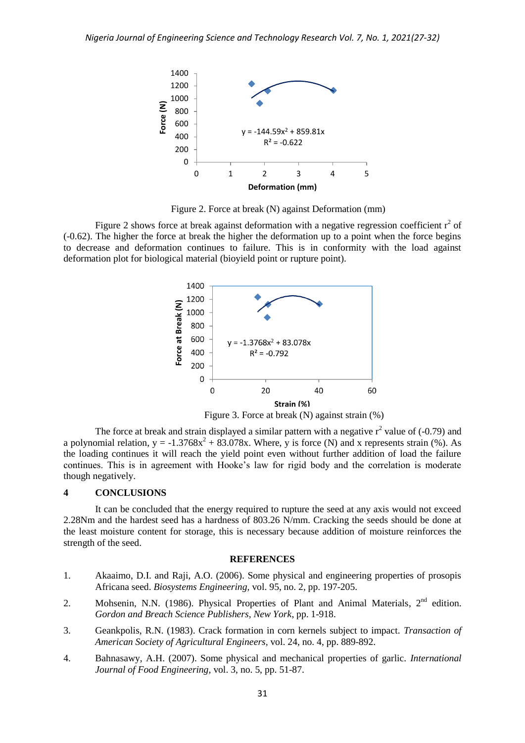Figure 2. Force at break (N) against Deformation (mm)

Figure 2 shows force at break against deformation with a negative regression coefficient $r^2$ of (-0.62). The higher the force at break the higher the deformation up to a point when the force begins to decrease and deformation continues to failure. This is in conformity with the load against deformation plot for biological material (bioyield point or rupture point).

Figure 3. Force at break (N) against strain (%)

The force at break and strain displayed a similar pattern with a negative $r^2$ value of (-0.79) and a polynomial relation, $y = -1.3768x^2 + 83.078x$. Where, y is force (N) and x represents strain (%). As the loading continues it will reach the yield point even without further addition of load the failure continues. This is in agreement with Hooke's law for rigid body and the correlation is moderate though negatively.

## 4 CONCLUSIONS

It can be concluded that the energy required to rupture the seed at any axis would not exceed 2.28Nm and the hardest seed has a hardness of 803.26 N/mm. Cracking the seeds should be done at the least moisture content for storage, this is necessary because addition of moisture reinforces the strength of the seed.

## REFERENCES

1. Akaaimo, D.I. and Raji, A.O. (2006). Some physical and engineering properties of prosopis Africana seed. *Biosystems Engineering*, vol. 95, no. 2, pp. 197-205.
2. Mohsenin, N.N. (1986). Physical Properties of Plant and Animal Materials, 2nd edition. *Gordon and Breach Science Publishers, New York*, pp. 1-918.
3. Geankpolis, R.N. (1983). Crack formation in corn kernels subject to impact. *Transaction of American Society of Agricultural Engineers*, vol. 24, no. 4, pp. 889-892.
4. Bahnasawy, A.H. (2007). Some physical and mechanical properties of garlic. *International Journal of Food Engineering*, vol. 3, no. 5, pp. 51-87.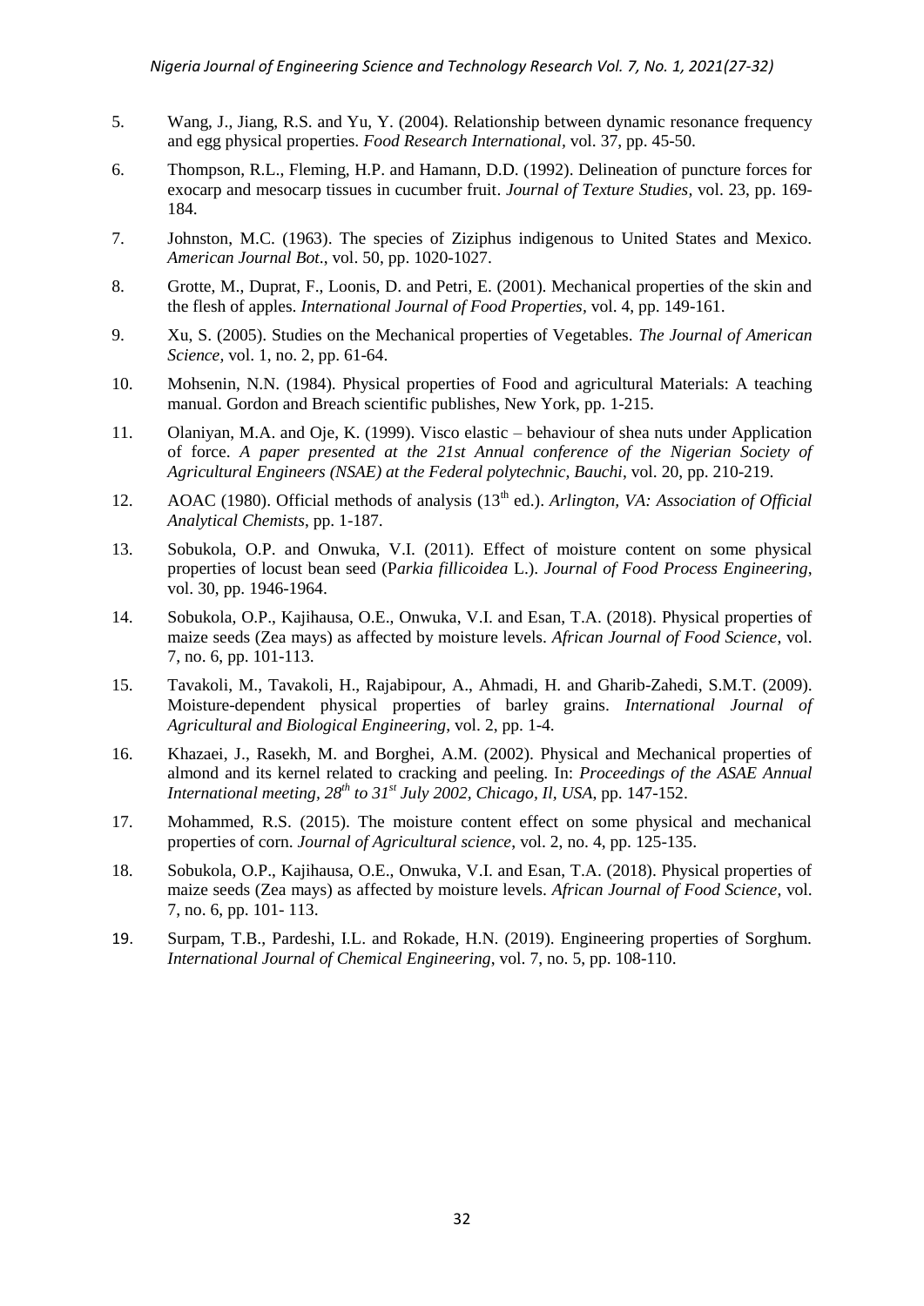5. Wang, J., Jiang, R.S. and Yu, Y. (2004). Relationship between dynamic resonance frequency and egg physical properties. *Food Research International*, vol. 37, pp. 45-50.

6. Thompson, R.L., Fleming, H.P. and Hamann, D.D. (1992). Delineation of puncture forces for exocarp and mesocarp tissues in cucumber fruit. *Journal of Texture Studies*, vol. 23, pp. 169-184.

7. Johnston, M.C. (1963). The species of Ziziphus indigenous to United States and Mexico. *American Journal Bot*., vol. 50, pp. 1020-1027.

8. Grotte, M., Duprat, F., Loonis, D. and Petri, E. (2001). Mechanical properties of the skin and the flesh of apples. *International Journal of Food Properties*, vol. 4, pp. 149-161.

9. Xu, S. (2005). Studies on the Mechanical properties of Vegetables. *The Journal of American Science*, vol. 1, no. 2, pp. 61-64.

10. Mohsenin, N.N. (1984). Physical properties of Food and agricultural Materials: A teaching manual. Gordon and Breach scientific publishes, New York, pp. 1-215.

11. Olaniyan, M.A. and Oje, K. (1999). Visco elastic – behaviour of shea nuts under Application of force. *A paper presented at the 21st Annual conference of the Nigerian Society of Agricultural Engineers (NSAE) at the Federal polytechnic, Bauchi*, vol. 20, pp. 210-219.

12. AOAC (1980). Official methods of analysis (13th ed.). *Arlington, VA: Association of Official Analytical Chemists*, pp. 1-187.

13. Sobukola, O.P. and Onwuka, V.I. (2011). Effect of moisture content on some physical properties of locust bean seed (P*arkia fillicoidea* L.). *Journal of Food Process Engineering*, vol. 30, pp. 1946-1964.

14. Sobukola, O.P., Kajihausa, O.E., Onwuka, V.I. and Esan, T.A. (2018). Physical properties of maize seeds (Zea mays) as affected by moisture levels. *African Journal of Food Science*, vol. 7, no. 6, pp. 101-113.

15. Tavakoli, M., Tavakoli, H., Rajabipour, A., Ahmadi, H. and Gharib-Zahedi, S.M.T. (2009). Moisture-dependent physical properties of barley grains. *International Journal of Agricultural and Biological Engineering*, vol. 2, pp. 1-4.

16. Khazaei, J., Rasekh, M. and Borghei, A.M. (2002). Physical and Mechanical properties of almond and its kernel related to cracking and peeling. In: *Proceedings of the ASAE Annual International meeting, 28th to 31st July 2002, Chicago, Il, USA*, pp. 147-152.

17. Mohammed, R.S. (2015). The moisture content effect on some physical and mechanical properties of corn. *Journal of Agricultural science*, vol. 2, no. 4, pp. 125-135.

18. Sobukola, O.P., Kajihausa, O.E., Onwuka, V.I. and Esan, T.A. (2018). Physical properties of maize seeds (Zea mays) as affected by moisture levels. *African Journal of Food Science*, vol. 7, no. 6, pp. 101- 113.

19. Surpam, T.B., Pardeshi, I.L. and Rokade, H.N. (2019). Engineering properties of Sorghum. *International Journal of Chemical Engineering*, vol. 7, no. 5, pp. 108-110.